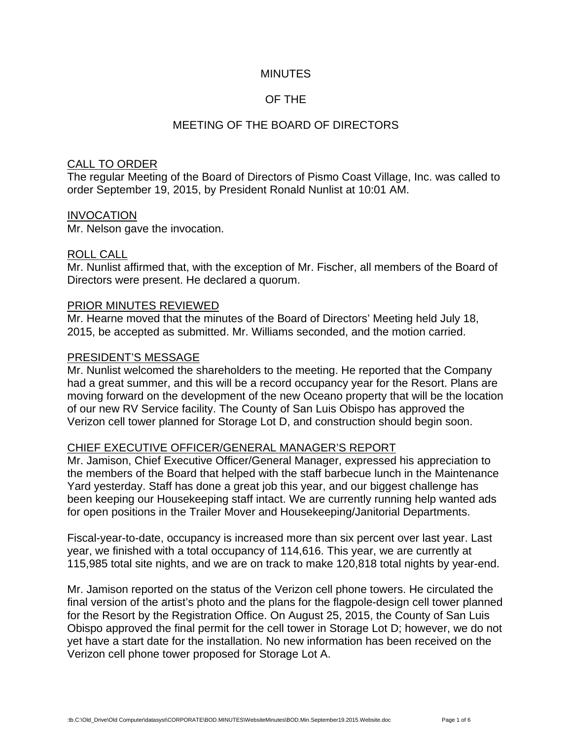# MINUTES

# OF THE

# MEETING OF THE BOARD OF DIRECTORS

## CALL TO ORDER

The regular Meeting of the Board of Directors of Pismo Coast Village, Inc. was called to order September 19, 2015, by President Ronald Nunlist at 10:01 AM.

## INVOCATION

Mr. Nelson gave the invocation.

## ROLL CALL

Mr. Nunlist affirmed that, with the exception of Mr. Fischer, all members of the Board of Directors were present. He declared a quorum.

## PRIOR MINUTES REVIEWED

Mr. Hearne moved that the minutes of the Board of Directors' Meeting held July 18, 2015, be accepted as submitted. Mr. Williams seconded, and the motion carried.

## PRESIDENT'S MESSAGE

Mr. Nunlist welcomed the shareholders to the meeting. He reported that the Company had a great summer, and this will be a record occupancy year for the Resort. Plans are moving forward on the development of the new Oceano property that will be the location of our new RV Service facility. The County of San Luis Obispo has approved the Verizon cell tower planned for Storage Lot D, and construction should begin soon.

## CHIEF EXECUTIVE OFFICER/GENERAL MANAGER'S REPORT

Mr. Jamison, Chief Executive Officer/General Manager, expressed his appreciation to the members of the Board that helped with the staff barbecue lunch in the Maintenance Yard yesterday. Staff has done a great job this year, and our biggest challenge has been keeping our Housekeeping staff intact. We are currently running help wanted ads for open positions in the Trailer Mover and Housekeeping/Janitorial Departments.

Fiscal-year-to-date, occupancy is increased more than six percent over last year. Last year, we finished with a total occupancy of 114,616. This year, we are currently at 115,985 total site nights, and we are on track to make 120,818 total nights by year-end.

Mr. Jamison reported on the status of the Verizon cell phone towers. He circulated the final version of the artist's photo and the plans for the flagpole-design cell tower planned for the Resort by the Registration Office. On August 25, 2015, the County of San Luis Obispo approved the final permit for the cell tower in Storage Lot D; however, we do not yet have a start date for the installation. No new information has been received on the Verizon cell phone tower proposed for Storage Lot A.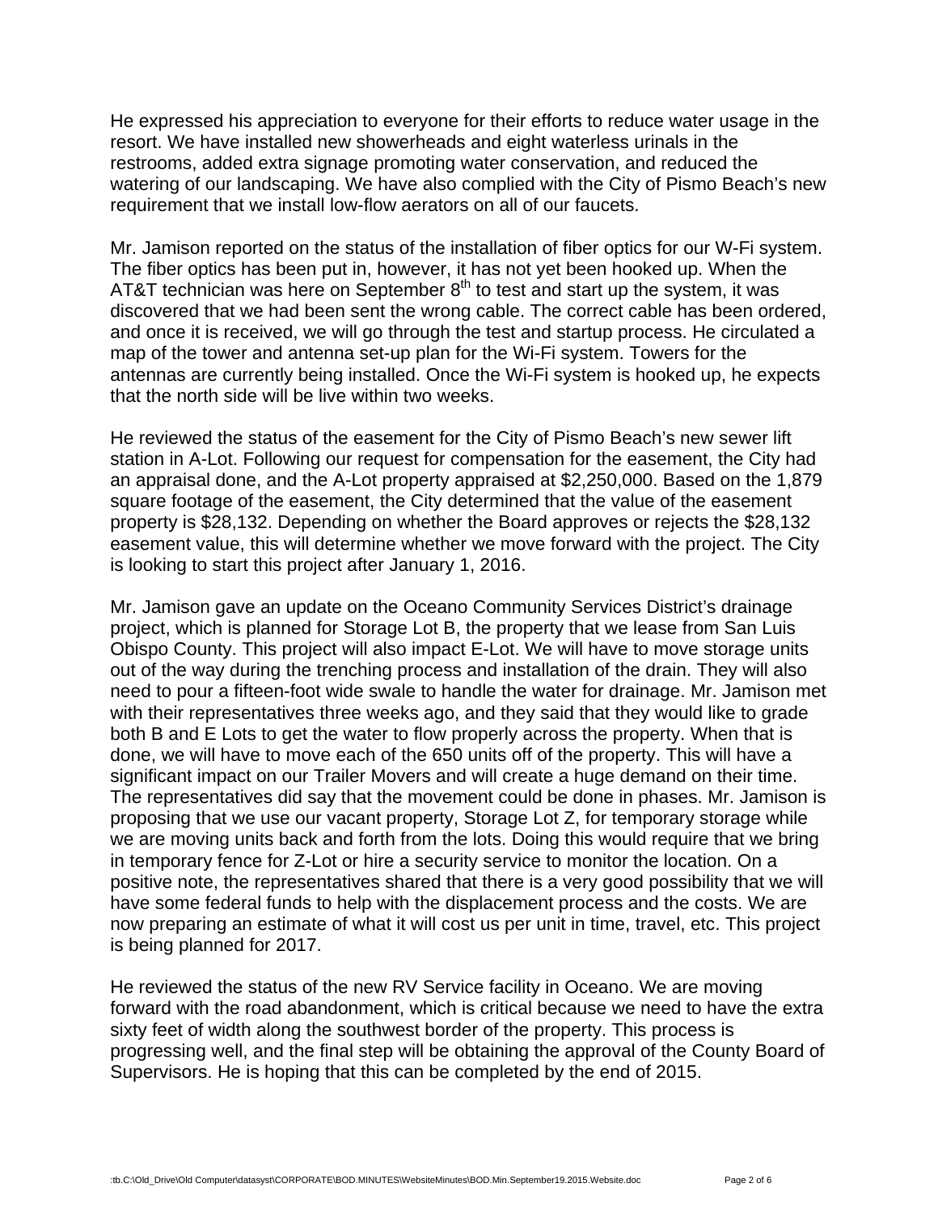He expressed his appreciation to everyone for their efforts to reduce water usage in the resort. We have installed new showerheads and eight waterless urinals in the restrooms, added extra signage promoting water conservation, and reduced the watering of our landscaping. We have also complied with the City of Pismo Beach's new requirement that we install low-flow aerators on all of our faucets.

Mr. Jamison reported on the status of the installation of fiber optics for our W-Fi system. The fiber optics has been put in, however, it has not yet been hooked up. When the AT&T technician was here on September 8th to test and start up the system, it was discovered that we had been sent the wrong cable. The correct cable has been ordered, and once it is received, we will go through the test and startup process. He circulated a map of the tower and antenna set-up plan for the Wi-Fi system. Towers for the antennas are currently being installed. Once the Wi-Fi system is hooked up, he expects that the north side will be live within two weeks.

He reviewed the status of the easement for the City of Pismo Beach's new sewer lift station in A-Lot. Following our request for compensation for the easement, the City had an appraisal done, and the A-Lot property appraised at $2,250,000. Based on the 1,879 square footage of the easement, the City determined that the value of the easement property is $28,132. Depending on whether the Board approves or rejects the $28,132 easement value, this will determine whether we move forward with the project. The City is looking to start this project after January 1, 2016.

Mr. Jamison gave an update on the Oceano Community Services District's drainage project, which is planned for Storage Lot B, the property that we lease from San Luis Obispo County. This project will also impact E-Lot. We will have to move storage units out of the way during the trenching process and installation of the drain. They will also need to pour a fifteen-foot wide swale to handle the water for drainage. Mr. Jamison met with their representatives three weeks ago, and they said that they would like to grade both B and E Lots to get the water to flow properly across the property. When that is done, we will have to move each of the 650 units off of the property. This will have a significant impact on our Trailer Movers and will create a huge demand on their time. The representatives did say that the movement could be done in phases. Mr. Jamison is proposing that we use our vacant property, Storage Lot Z, for temporary storage while we are moving units back and forth from the lots. Doing this would require that we bring in temporary fence for Z-Lot or hire a security service to monitor the location. On a positive note, the representatives shared that there is a very good possibility that we will have some federal funds to help with the displacement process and the costs. We are now preparing an estimate of what it will cost us per unit in time, travel, etc. This project is being planned for 2017.

He reviewed the status of the new RV Service facility in Oceano. We are moving forward with the road abandonment, which is critical because we need to have the extra sixty feet of width along the southwest border of the property. This process is progressing well, and the final step will be obtaining the approval of the County Board of Supervisors. He is hoping that this can be completed by the end of 2015.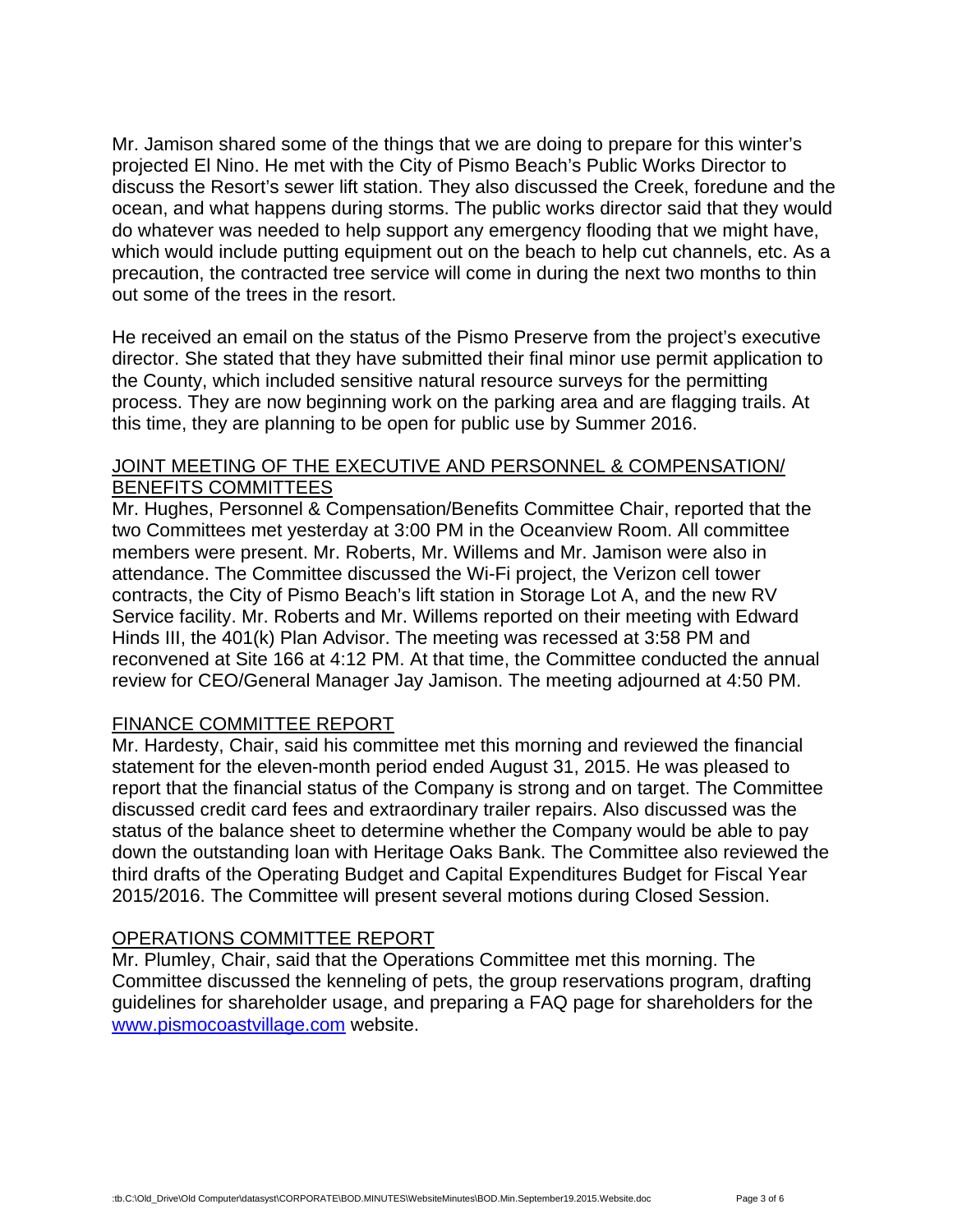Mr. Jamison shared some of the things that we are doing to prepare for this winter's projected El Nino. He met with the City of Pismo Beach's Public Works Director to discuss the Resort's sewer lift station. They also discussed the Creek, foredune and the ocean, and what happens during storms. The public works director said that they would do whatever was needed to help support any emergency flooding that we might have, which would include putting equipment out on the beach to help cut channels, etc. As a precaution, the contracted tree service will come in during the next two months to thin out some of the trees in the resort.

He received an email on the status of the Pismo Preserve from the project's executive director. She stated that they have submitted their final minor use permit application to the County, which included sensitive natural resource surveys for the permitting process. They are now beginning work on the parking area and are flagging trails. At this time, they are planning to be open for public use by Summer 2016.

## JOINT MEETING OF THE EXECUTIVE AND PERSONNEL & COMPENSATION/ BENEFITS COMMITTEES

Mr. Hughes, Personnel & Compensation/Benefits Committee Chair, reported that the two Committees met yesterday at 3:00 PM in the Oceanview Room. All committee members were present. Mr. Roberts, Mr. Willems and Mr. Jamison were also in attendance. The Committee discussed the Wi-Fi project, the Verizon cell tower contracts, the City of Pismo Beach's lift station in Storage Lot A, and the new RV Service facility. Mr. Roberts and Mr. Willems reported on their meeting with Edward Hinds III, the 401(k) Plan Advisor. The meeting was recessed at 3:58 PM and reconvened at Site 166 at 4:12 PM. At that time, the Committee conducted the annual review for CEO/General Manager Jay Jamison. The meeting adjourned at 4:50 PM.

## FINANCE COMMITTEE REPORT

Mr. Hardesty, Chair, said his committee met this morning and reviewed the financial statement for the eleven-month period ended August 31, 2015. He was pleased to report that the financial status of the Company is strong and on target. The Committee discussed credit card fees and extraordinary trailer repairs. Also discussed was the status of the balance sheet to determine whether the Company would be able to pay down the outstanding loan with Heritage Oaks Bank. The Committee also reviewed the third drafts of the Operating Budget and Capital Expenditures Budget for Fiscal Year 2015/2016. The Committee will present several motions during Closed Session.

## OPERATIONS COMMITTEE REPORT

Mr. Plumley, Chair, said that the Operations Committee met this morning. The Committee discussed the kenneling of pets, the group reservations program, drafting guidelines for shareholder usage, and preparing a FAQ page for shareholders for the www.pismocoastvillage.com website.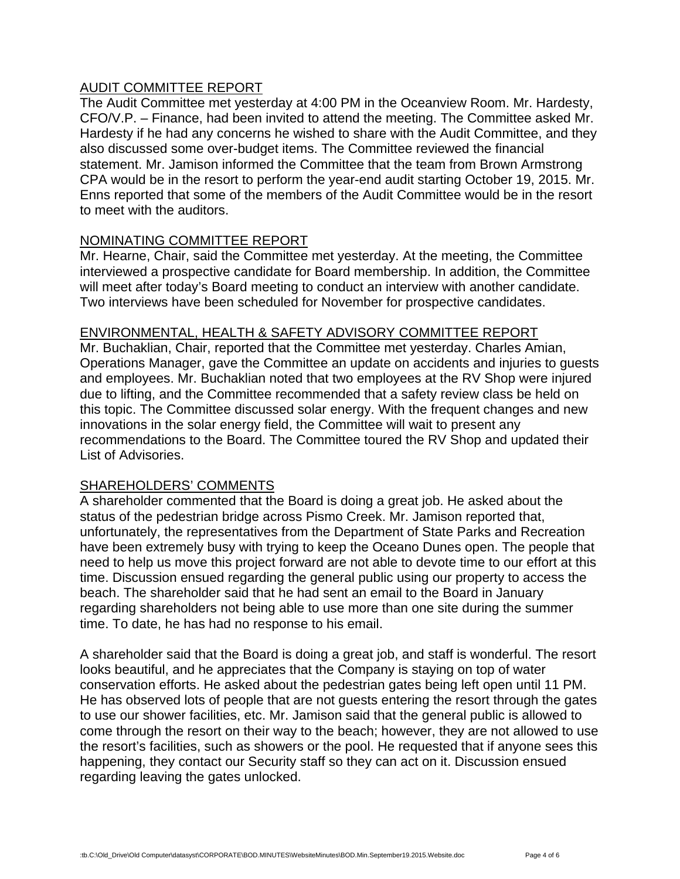## AUDIT COMMITTEE REPORT

The Audit Committee met yesterday at 4:00 PM in the Oceanview Room. Mr. Hardesty, CFO/V.P. – Finance, had been invited to attend the meeting. The Committee asked Mr. Hardesty if he had any concerns he wished to share with the Audit Committee, and they also discussed some over-budget items. The Committee reviewed the financial statement. Mr. Jamison informed the Committee that the team from Brown Armstrong CPA would be in the resort to perform the year-end audit starting October 19, 2015. Mr. Enns reported that some of the members of the Audit Committee would be in the resort to meet with the auditors.

## NOMINATING COMMITTEE REPORT

Mr. Hearne, Chair, said the Committee met yesterday. At the meeting, the Committee interviewed a prospective candidate for Board membership. In addition, the Committee will meet after today's Board meeting to conduct an interview with another candidate. Two interviews have been scheduled for November for prospective candidates.

## ENVIRONMENTAL, HEALTH & SAFETY ADVISORY COMMITTEE REPORT

Mr. Buchaklian, Chair, reported that the Committee met yesterday. Charles Amian, Operations Manager, gave the Committee an update on accidents and injuries to guests and employees. Mr. Buchaklian noted that two employees at the RV Shop were injured due to lifting, and the Committee recommended that a safety review class be held on this topic. The Committee discussed solar energy. With the frequent changes and new innovations in the solar energy field, the Committee will wait to present any recommendations to the Board. The Committee toured the RV Shop and updated their List of Advisories.

## SHAREHOLDERS' COMMENTS

A shareholder commented that the Board is doing a great job. He asked about the status of the pedestrian bridge across Pismo Creek. Mr. Jamison reported that, unfortunately, the representatives from the Department of State Parks and Recreation have been extremely busy with trying to keep the Oceano Dunes open. The people that need to help us move this project forward are not able to devote time to our effort at this time. Discussion ensued regarding the general public using our property to access the beach. The shareholder said that he had sent an email to the Board in January regarding shareholders not being able to use more than one site during the summer time. To date, he has had no response to his email.

A shareholder said that the Board is doing a great job, and staff is wonderful. The resort looks beautiful, and he appreciates that the Company is staying on top of water conservation efforts. He asked about the pedestrian gates being left open until 11 PM. He has observed lots of people that are not guests entering the resort through the gates to use our shower facilities, etc. Mr. Jamison said that the general public is allowed to come through the resort on their way to the beach; however, they are not allowed to use the resort's facilities, such as showers or the pool. He requested that if anyone sees this happening, they contact our Security staff so they can act on it. Discussion ensued regarding leaving the gates unlocked.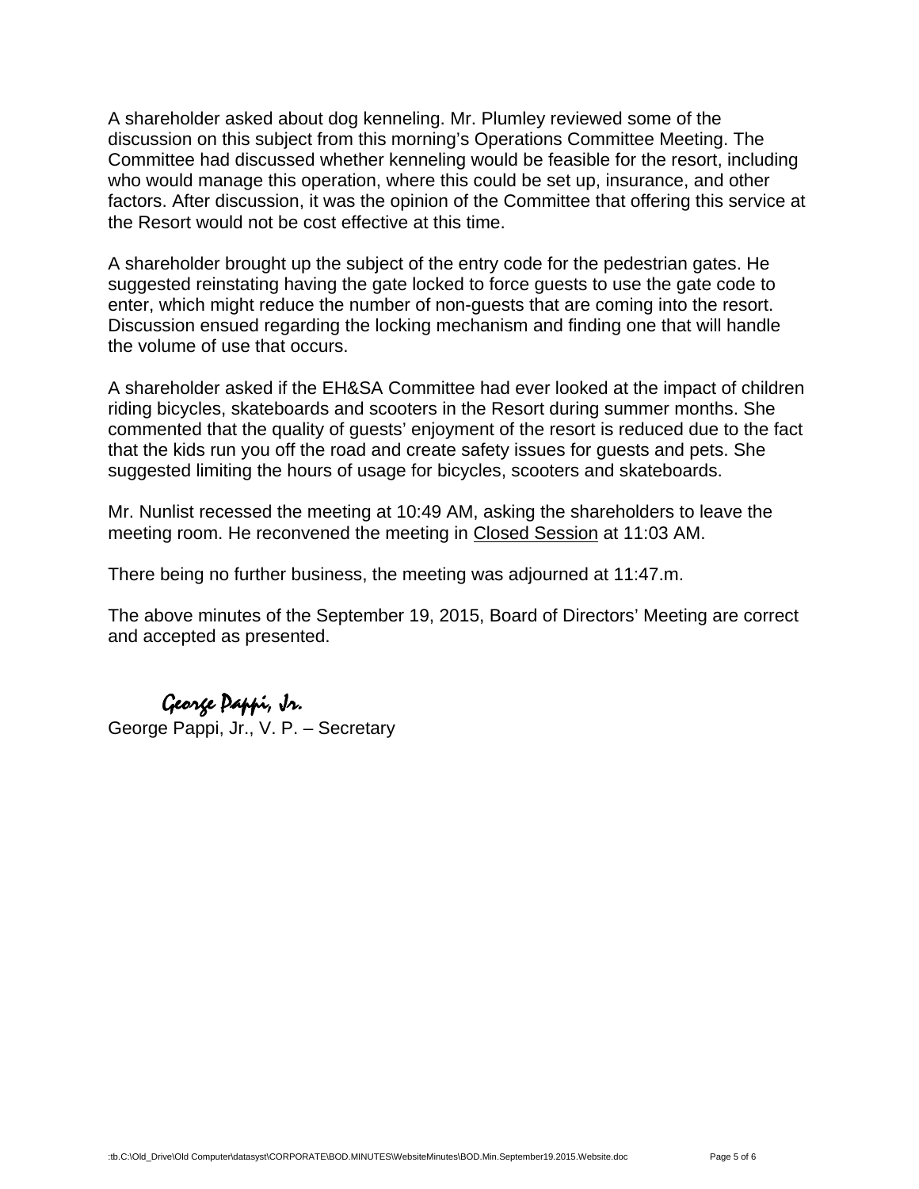A shareholder asked about dog kenneling. Mr. Plumley reviewed some of the discussion on this subject from this morning's Operations Committee Meeting. The Committee had discussed whether kenneling would be feasible for the resort, including who would manage this operation, where this could be set up, insurance, and other factors. After discussion, it was the opinion of the Committee that offering this service at the Resort would not be cost effective at this time.

A shareholder brought up the subject of the entry code for the pedestrian gates. He suggested reinstating having the gate locked to force guests to use the gate code to enter, which might reduce the number of non-guests that are coming into the resort. Discussion ensued regarding the locking mechanism and finding one that will handle the volume of use that occurs.

A shareholder asked if the EH&SA Committee had ever looked at the impact of children riding bicycles, skateboards and scooters in the Resort during summer months. She commented that the quality of guests' enjoyment of the resort is reduced due to the fact that the kids run you off the road and create safety issues for guests and pets. She suggested limiting the hours of usage for bicycles, scooters and skateboards.

Mr. Nunlist recessed the meeting at 10:49 AM, asking the shareholders to leave the meeting room. He reconvened the meeting in <u>Closed Session</u> at 11:03 AM.

There being no further business, the meeting was adjourned at 11:47.m.

The above minutes of the September 19, 2015, Board of Directors' Meeting are correct and accepted as presented.

*George Pappi, Jr.*

George Pappi, Jr., V. P. – Secretary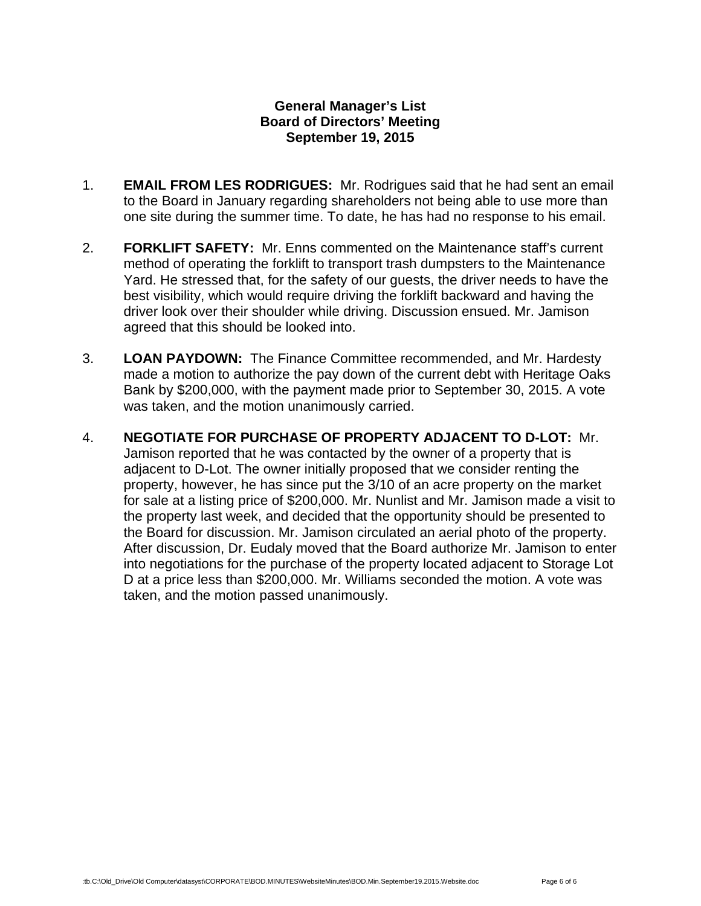**General Manager's List**
**Board of Directors' Meeting**
**September 19, 2015**

1. **EMAIL FROM LES RODRIGUES:** Mr. Rodrigues said that he had sent an email to the Board in January regarding shareholders not being able to use more than one site during the summer time. To date, he has had no response to his email.

2. **FORKLIFT SAFETY:** Mr. Enns commented on the Maintenance staff's current method of operating the forklift to transport trash dumpsters to the Maintenance Yard. He stressed that, for the safety of our guests, the driver needs to have the best visibility, which would require driving the forklift backward and having the driver look over their shoulder while driving. Discussion ensued. Mr. Jamison agreed that this should be looked into.

3. **LOAN PAYDOWN:** The Finance Committee recommended, and Mr. Hardesty made a motion to authorize the pay down of the current debt with Heritage Oaks Bank by $200,000, with the payment made prior to September 30, 2015. A vote was taken, and the motion unanimously carried.

4. **NEGOTIATE FOR PURCHASE OF PROPERTY ADJACENT TO D-LOT:** Mr. Jamison reported that he was contacted by the owner of a property that is adjacent to D-Lot. The owner initially proposed that we consider renting the property, however, he has since put the 3/10 of an acre property on the market for sale at a listing price of $200,000. Mr. Nunlist and Mr. Jamison made a visit to the property last week, and decided that the opportunity should be presented to the Board for discussion. Mr. Jamison circulated an aerial photo of the property. After discussion, Dr. Eudaly moved that the Board authorize Mr. Jamison to enter into negotiations for the purchase of the property located adjacent to Storage Lot D at a price less than $200,000. Mr. Williams seconded the motion. A vote was taken, and the motion passed unanimously.